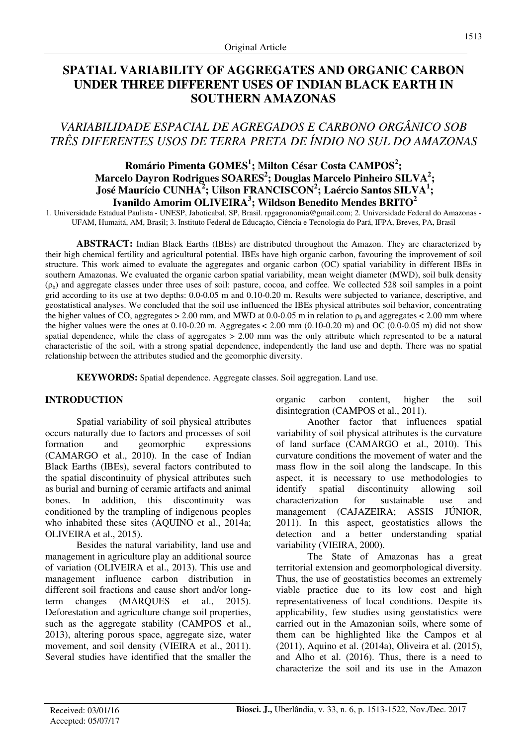Original Article

# SPATIAL VARIABILITY OF AGGREGATES AND ORGANIC CARBON UNDER THREE DIFFERENT USES OF INDIAN BLACK EARTH IN SOUTHERN AMAZONAS

## *VARIABILIDADE ESPACIAL DE AGREGADOS E CARBONO ORGÂNICO SOB TRÊS DIFERENTES USOS DE TERRA PRETA DE ÍNDIO NO SUL DO AMAZONAS*

**Romário Pimenta GOMES[1]; Milton César Costa CAMPOS[2]; Marcelo Dayron Rodrigues SOARES[2]; Douglas Marcelo Pinheiro SILVA[2]; José Maurício CUNHA[2]; Uilson FRANCISCON[2]; Laércio Santos SILVA[1]; Ivanildo Amorim OLIVEIRA[3]; Wildson Benedito Mendes BRITO[2]**

1. Universidade Estadual Paulista - UNESP, Jaboticabal, SP, Brasil. rpgagronomia@gmail.com; 2. Universidade Federal do Amazonas - UFAM, Humaitá, AM, Brasil; 3. Instituto Federal de Educação, Ciência e Tecnologia do Pará, IFPA, Breves, PA, Brasil

**ABSTRACT:** Indian Black Earths (IBEs) are distributed throughout the Amazon. They are characterized by their high chemical fertility and agricultural potential. IBEs have high organic carbon, favouring the improvement of soil structure. This work aimed to evaluate the aggregates and organic carbon (OC) spatial variability in different IBEs in southern Amazonas. We evaluated the organic carbon spatial variability, mean weight diameter (MWD), soil bulk density ($\rho_b$) and aggregate classes under three uses of soil: pasture, cocoa, and coffee. We collected 528 soil samples in a point grid according to its use at two depths: 0.0-0.05 m and 0.10-0.20 m. Results were subjected to variance, descriptive, and geostatistical analyses. We concluded that the soil use influenced the IBEs physical attributes soil behavior, concentrating the higher values of CO, aggregates > 2.00 mm, and MWD at 0.0-0.05 m in relation to $\rho_b$ and aggregates < 2.00 mm where the higher values were the ones at 0.10-0.20 m. Aggregates < 2.00 mm (0.10-0.20 m) and OC (0.0-0.05 m) did not show spatial dependence, while the class of aggregates > 2.00 mm was the only attribute which represented to be a natural characteristic of the soil, with a strong spatial dependence, independently the land use and depth. There was no spatial relationship between the attributes studied and the geomorphic diversity.

**KEYWORDS:** Spatial dependence. Aggregate classes. Soil aggregation. Land use.

## INTRODUCTION

Spatial variability of soil physical attributes occurs naturally due to factors and processes of soil formation and geomorphic expressions (CAMARGO et al., 2010). In the case of Indian Black Earths (IBEs), several factors contributed to the spatial discontinuity of physical attributes such as burial and burning of ceramic artifacts and animal bones. In addition, this discontinuity was conditioned by the trampling of indigenous peoples who inhabited these sites (AQUINO et al., 2014a; OLIVEIRA et al., 2015).

Besides the natural variability, land use and management in agriculture play an additional source of variation (OLIVEIRA et al., 2013). This use and management influence carbon distribution in different soil fractions and cause short and/or long-term changes (MARQUES et al., 2015). Deforestation and agriculture change soil properties, such as the aggregate stability (CAMPOS et al., 2013), altering porous space, aggregate size, water movement, and soil density (VIEIRA et al., 2011). Several studies have identified that the smaller the organic carbon content, higher the soil disintegration (CAMPOS et al., 2011).

Another factor that influences spatial variability of soil physical attributes is the curvature of land surface (CAMARGO et al., 2010). This curvature conditions the movement of water and the mass flow in the soil along the landscape. In this aspect, it is necessary to use methodologies to identify spatial discontinuity allowing soil characterization for sustainable use and management (CAJAZEIRA; ASSIS JÚNIOR, 2011). In this aspect, geostatistics allows the detection and a better understanding spatial variability (VIEIRA, 2000).

The State of Amazonas has a great territorial extension and geomorphological diversity. Thus, the use of geostatistics becomes an extremely viable practice due to its low cost and high representativeness of local conditions. Despite its applicability, few studies using geostatistics were carried out in the Amazonian soils, where some of them can be highlighted like the Campos et al (2011), Aquino et al. (2014a), Oliveira et al. (2015), and Alho et al. (2016). Thus, there is a need to characterize the soil and its use in the Amazon

Received: 03/01/16
Accepted: 05/07/17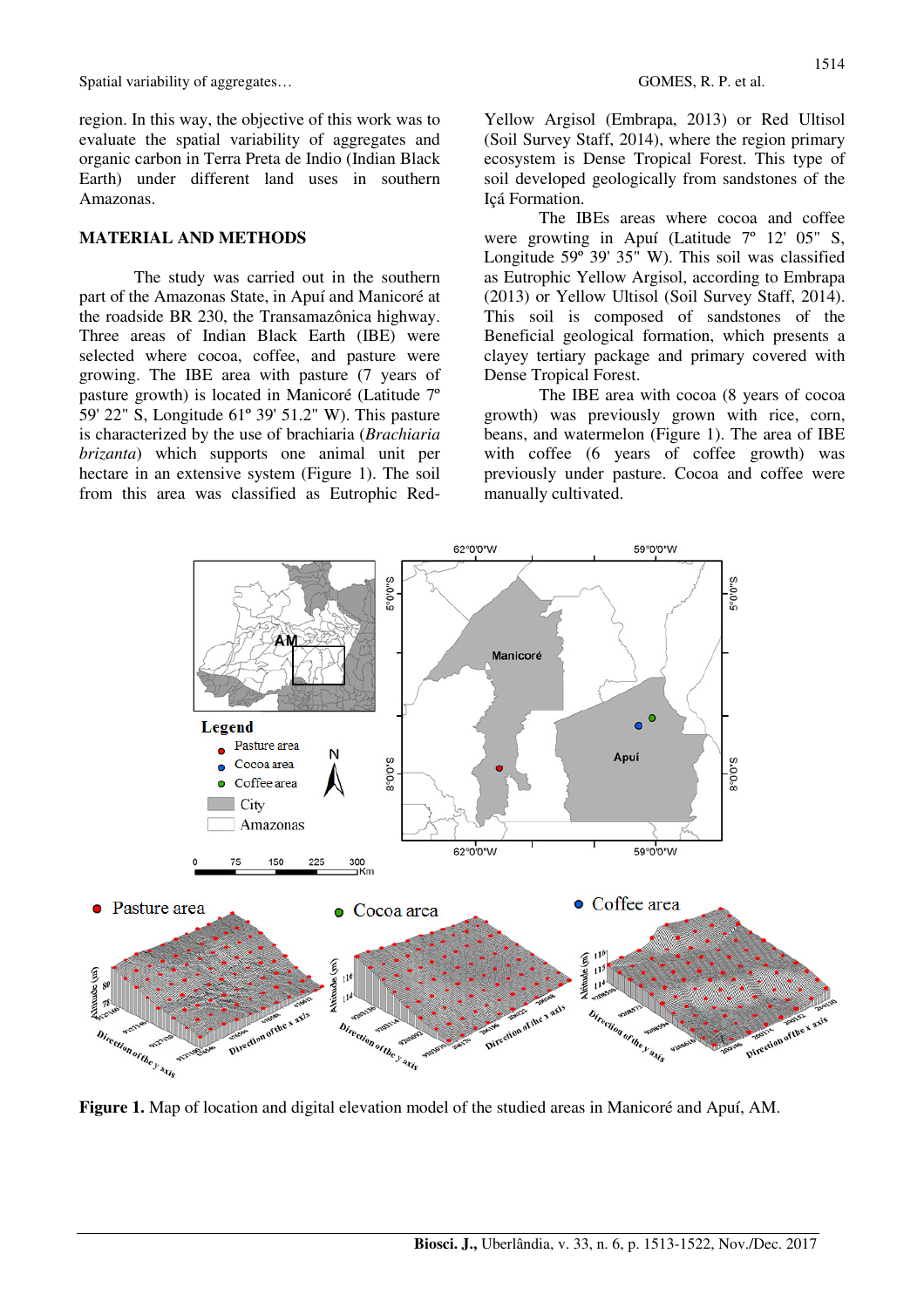region. In this way, the objective of this work was to evaluate the spatial variability of aggregates and organic carbon in Terra Preta de Indio (Indian Black Earth) under different land uses in southern Amazonas.

## MATERIAL AND METHODS

The study was carried out in the southern part of the Amazonas State, in Apuí and Manicoré at the roadside BR 230, the Transamazônica highway. Three areas of Indian Black Earth (IBE) were selected where cocoa, coffee, and pasture were growing. The IBE area with pasture (7 years of pasture growth) is located in Manicoré (Latitude 7º 59' 22" S, Longitude 61º 39' 51.2" W). This pasture is characterized by the use of brachiaria (*Brachiaria brizanta*) which supports one animal unit per hectare in an extensive system (Figure 1). The soil from this area was classified as Eutrophic Red-Yellow Argisol (Embrapa, 2013) or Red Ultisol (Soil Survey Staff, 2014), where the region primary ecosystem is Dense Tropical Forest. This type of soil developed geologically from sandstones of the Içá Formation.

The IBEs areas where cocoa and coffee were growting in Apuí (Latitude 7º 12' 05" S, Longitude 59º 39' 35" W). This soil was classified as Eutrophic Yellow Argisol, according to Embrapa (2013) or Yellow Ultisol (Soil Survey Staff, 2014). This soil is composed of sandstones of the Beneficial geological formation, which presents a clayey tertiary package and primary covered with Dense Tropical Forest.

The IBE area with cocoa (8 years of cocoa growth) was previously grown with rice, corn, beans, and watermelon (Figure 1). The area of IBE with coffee (6 years of coffee growth) was previously under pasture. Cocoa and coffee were manually cultivated.

**Figure 1.** Map of location and digital elevation model of the studied areas in Manicoré and Apuí, AM.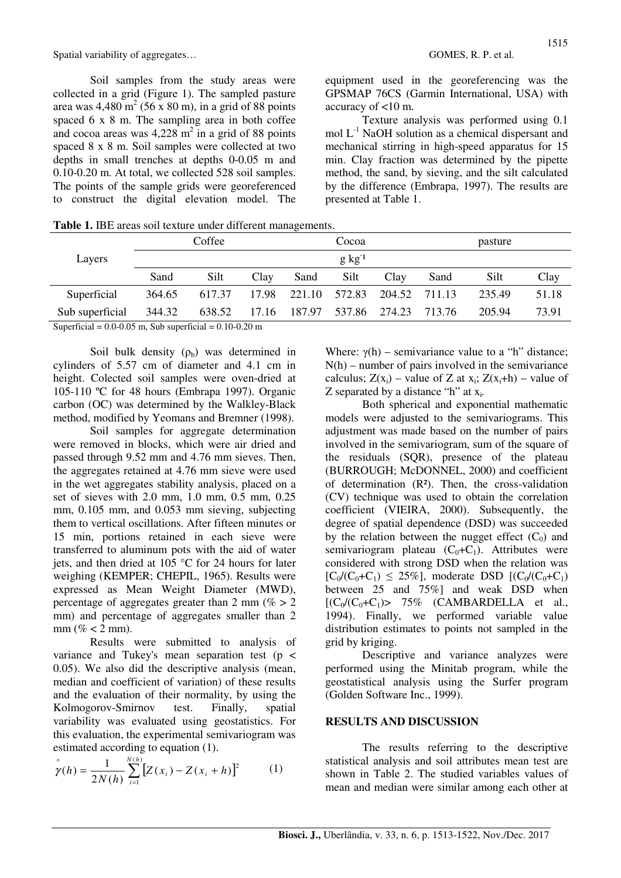Soil samples from the study areas were collected in a grid (Figure 1). The sampled pasture area was 4,480 $m^2$ (56 x 80 m), in a grid of 88 points spaced 6 x 8 m. The sampling area in both coffee and cocoa areas was 4,228 $m^2$ in a grid of 88 points spaced 8 x 8 m. Soil samples were collected at two depths in small trenches at depths 0-0.05 m and 0.10-0.20 m. At total, we collected 528 soil samples. The points of the sample grids were georeferenced to construct the digital elevation model. The equipment used in the georeferencing was the GPSMAP 76CS (Garmin International, USA) with accuracy of <10 m.

Texture analysis was performed using 0.1 mol $L^{-1}$ NaOH solution as a chemical dispersant and mechanical stirring in high-speed apparatus for 15 min. Clay fraction was determined by the pipette method, the sand, by sieving, and the silt calculated by the difference (Embrapa, 1997). The results are presented at Table 1.

**Table 1.** IBE areas soil texture under different managements.

| Layers | Coffee | | | Cocoa | | | pasture | | |
|---|---|---|---|---|---|---|---|---|---|
| | $g\ kg^{-1}$ | | | | | | | | |
| | Sand | Silt | Clay | Sand | Silt | Clay | Sand | Silt | Clay |
| Superficial | 364.65 | 617.37 | 17.98 | 221.10 | 572.83 | 204.52 | 711.13 | 235.49 | 51.18 |
| Sub superficial | 344.32 | 638.52 | 17.16 | 187.97 | 537.86 | 274.23 | 713.76 | 205.94 | 73.91 |

Superficial = 0.0-0.05 m, Sub superficial = 0.10-0.20 m

Soil bulk density ($\rho_b$) was determined in cylinders of 5.57 cm of diameter and 4.1 cm in height. Colected soil samples were oven-dried at 105-110 ºC for 48 hours (Embrapa 1997). Organic carbon (OC) was determined by the Walkley-Black method, modified by Yeomans and Bremner (1998).

Soil samples for aggregate determination were removed in blocks, which were air dried and passed through 9.52 mm and 4.76 mm sieves. Then, the aggregates retained at 4.76 mm sieve were used in the wet aggregates stability analysis, placed on a set of sieves with 2.0 mm, 1.0 mm, 0.5 mm, 0.25 mm, 0.105 mm, and 0.053 mm sieving, subjecting them to vertical oscillations. After fifteen minutes or 15 min, portions retained in each sieve were transferred to aluminum pots with the aid of water jets, and then dried at 105 °C for 24 hours for later weighing (KEMPER; CHEPIL, 1965). Results were expressed as Mean Weight Diameter (MWD), percentage of aggregates greater than 2 mm (% > 2 mm) and percentage of aggregates smaller than 2 mm (% < 2 mm).

Results were submitted to analysis of variance and Tukey's mean separation test ($p < 0.05$). We also did the descriptive analysis (mean, median and coefficient of variation) of these results and the evaluation of their normality, by using the Kolmogorov-Smirnov test. Finally, spatial variability was evaluated using geostatistics. For this evaluation, the experimental semivariogram was estimated according to equation (1).

$$\hat{\gamma}(h) = \frac{1}{2N(h)} \sum_{i=1}^{N(h)} \left[ Z(x_i) - Z(x_i + h) \right]^2 \qquad (1)$$

Where: $\gamma(h)$ – semivariance value to a "h" distance; $N(h)$ – number of pairs involved in the semivariance calculus; $Z(x_i)$ – value of Z at $x_i$; $Z(x_i+h)$ – value of Z separated by a distance "h" at $x_i$.

Both spherical and exponential mathematic models were adjusted to the semivariograms. This adjustment was made based on the number of pairs involved in the semivariogram, sum of the square of the residuals (SQR), presence of the plateau (BURROUGH; McDONNEL, 2000) and coefficient of determination ($R^2$). Then, the cross-validation (CV) technique was used to obtain the correlation coefficient (VIEIRA, 2000). Subsequently, the degree of spatial dependence (DSD) was succeeded by the relation between the nugget effect ($C_0$) and semivariogram plateau ($C_0$+$C_1$). Attributes were considered with strong DSD when the relation was [$C_0/(C_0+C_1) \leq 25\%$], moderate DSD [$(C_0/(C_0+C_1)$ between 25 and 75%] and weak DSD when [$(C_0/(C_0+C_1) > 75\%$ (CAMBARDELLA et al., 1994). Finally, we performed variable value distribution estimates to points not sampled in the grid by kriging.

Descriptive and variance analyzes were performed using the Minitab program, while the geostatistical analysis using the Surfer program (Golden Software Inc., 1999).

## RESULTS AND DISCUSSION

The results referring to the descriptive statistical analysis and soil attributes mean test are shown in Table 2. The studied variables values of mean and median were similar among each other at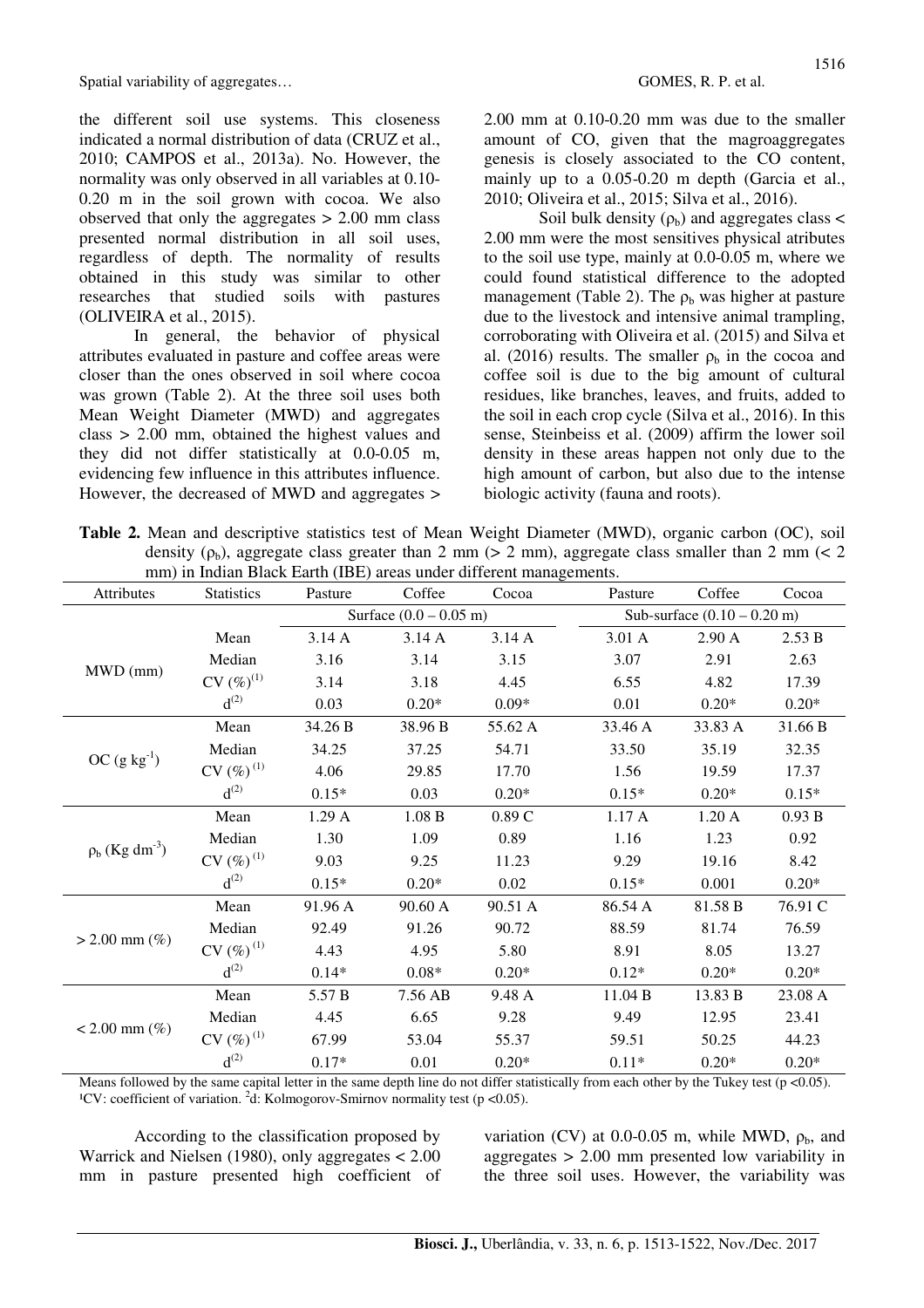the different soil use systems. This closeness indicated a normal distribution of data (CRUZ et al., 2010; CAMPOS et al., 2013a). No. However, the normality was only observed in all variables at 0.10-0.20 m in the soil grown with cocoa. We also observed that only the aggregates > 2.00 mm class presented normal distribution in all soil uses, regardless of depth. The normality of results obtained in this study was similar to other researches that studied soils with pastures (OLIVEIRA et al., 2015).

In general, the behavior of physical attributes evaluated in pasture and coffee areas were closer than the ones observed in soil where cocoa was grown (Table 2). At the three soil uses both Mean Weight Diameter (MWD) and aggregates class > 2.00 mm, obtained the highest values and they did not differ statistically at 0.0-0.05 m, evidencing few influence in this attributes influence. However, the decreased of MWD and aggregates > 2.00 mm at 0.10-0.20 mm was due to the smaller amount of CO, given that the magroaggregates genesis is closely associated to the CO content, mainly up to a 0.05-0.20 m depth (Garcia et al., 2010; Oliveira et al., 2015; Silva et al., 2016).

Soil bulk density ($\rho_b$) and aggregates class < 2.00 mm were the most sensitives physical atributes to the soil use type, mainly at 0.0-0.05 m, where we could found statistical difference to the adopted management (Table 2). The $\rho_b$ was higher at pasture due to the livestock and intensive animal trampling, corroborating with Oliveira et al. (2015) and Silva et al. (2016) results. The smaller $\rho_b$ in the cocoa and coffee soil is due to the big amount of cultural residues, like branches, leaves, and fruits, added to the soil in each crop cycle (Silva et al., 2016). In this sense, Steinbeiss et al. (2009) affirm the lower soil density in these areas happen not only due to the high amount of carbon, but also due to the intense biologic activity (fauna and roots).

**Table 2.** Mean and descriptive statistics test of Mean Weight Diameter (MWD), organic carbon (OC), soil density ($\rho_b$), aggregate class greater than 2 mm (> 2 mm), aggregate class smaller than 2 mm (< 2 mm) in Indian Black Earth (IBE) areas under different managements.

| Attributes | Statistics | Pasture | Coffee | Cocoa | Pasture | Coffee | Cocoa |
|---|---|---|---|---|---|---|---|
| | | Surface (0.0 – 0.05 m) | | | Sub-surface (0.10 – 0.20 m) | | |
| MWD (mm) | Mean | 3.14 A | 3.14 A | 3.14 A | 3.01 A | 2.90 A | 2.53 B |
| | Median | 3.16 | 3.14 | 3.15 | 3.07 | 2.91 | 2.63 |
| | CV (%)[1] | 3.14 | 3.18 | 4.45 | 6.55 | 4.82 | 17.39 |
| | d[2] | 0.03 | 0.20* | 0.09* | 0.01 | 0.20* | 0.20* |
| OC (g kg$^{-1}$) | Mean | 34.26 B | 38.96 B | 55.62 A | 33.46 A | 33.83 A | 31.66 B |
| | Median | 34.25 | 37.25 | 54.71 | 33.50 | 35.19 | 32.35 |
| | CV (%)[1] | 4.06 | 29.85 | 17.70 | 1.56 | 19.59 | 17.37 |
| | d[2] | 0.15* | 0.03 | 0.20* | 0.15* | 0.20* | 0.15* |
| $\rho_b$ (Kg dm$^{-3}$) | Mean | 1.29 A | 1.08 B | 0.89 C | 1.17 A | 1.20 A | 0.93 B |
| | Median | 1.30 | 1.09 | 0.89 | 1.16 | 1.23 | 0.92 |
| | CV (%)[1] | 9.03 | 9.25 | 11.23 | 9.29 | 19.16 | 8.42 |
| | d[2] | 0.15* | 0.20* | 0.02 | 0.15* | 0.001 | 0.20* |
| > 2.00 mm (%) | Mean | 91.96 A | 90.60 A | 90.51 A | 86.54 A | 81.58 B | 76.91 C |
| | Median | 92.49 | 91.26 | 90.72 | 88.59 | 81.74 | 76.59 |
| | CV (%)[1] | 4.43 | 4.95 | 5.80 | 8.91 | 8.05 | 13.27 |
| | d[2] | 0.14* | 0.08* | 0.20* | 0.12* | 0.20* | 0.20* |
| < 2.00 mm (%) | Mean | 5.57 B | 7.56 AB | 9.48 A | 11.04 B | 13.83 B | 23.08 A |
| | Median | 4.45 | 6.65 | 9.28 | 9.49 | 12.95 | 23.41 |
| | CV (%)[1] | 67.99 | 53.04 | 55.37 | 59.51 | 50.25 | 44.23 |
| | d[2] | 0.17* | 0.01 | 0.20* | 0.11* | 0.20* | 0.20* |

Means followed by the same capital letter in the same depth line do not differ statistically from each other by the Tukey test ($p < 0.05$). [1]CV: coefficient of variation. [2]d: Kolmogorov-Smirnov normality test ($p < 0.05$).

According to the classification proposed by Warrick and Nielsen (1980), only aggregates < 2.00 mm in pasture presented high coefficient of variation (CV) at 0.0-0.05 m, while MWD, $\rho_b$, and aggregates > 2.00 mm presented low variability in the three soil uses. However, the variability was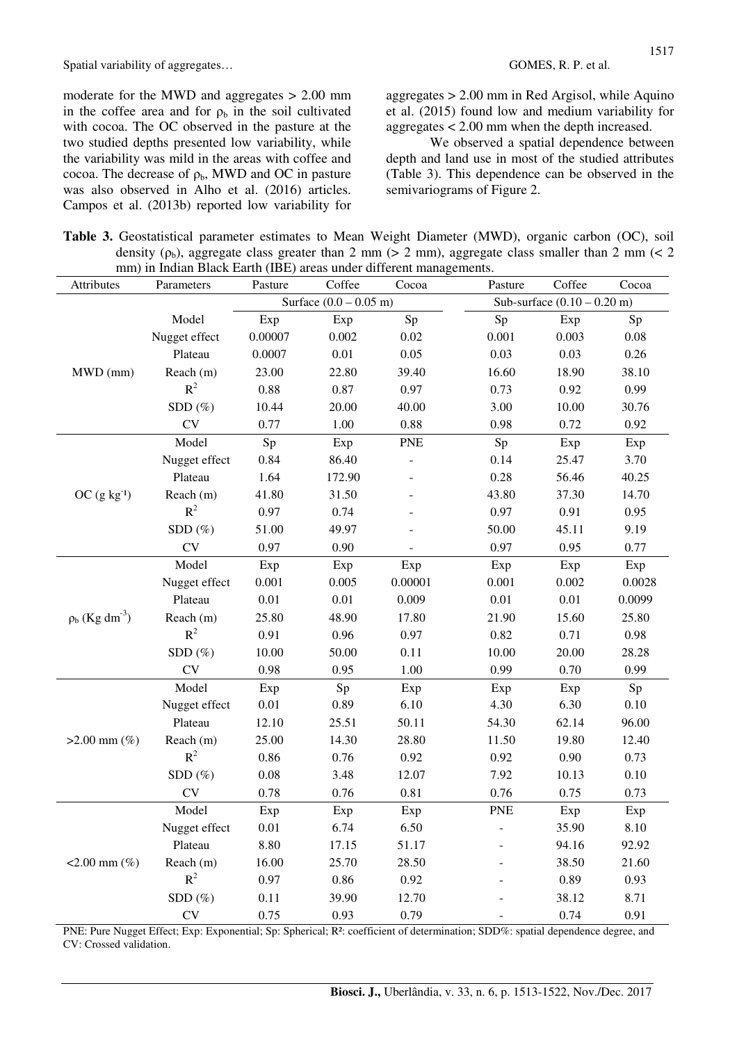moderate for the MWD and aggregates > 2.00 mm in the coffee area and for $\rho_b$ in the soil cultivated with cocoa. The OC observed in the pasture at the two studied depths presented low variability, while the variability was mild in the areas with coffee and cocoa. The decrease of $\rho_b$, MWD and OC in pasture was also observed in Alho et al. (2016) articles. Campos et al. (2013b) reported low variability for aggregates > 2.00 mm in Red Argisol, while Aquino et al. (2015) found low and medium variability for aggregates < 2.00 mm when the depth increased.

We observed a spatial dependence between depth and land use in most of the studied attributes (Table 3). This dependence can be observed in the semivariograms of Figure 2.

**Table 3.** Geostatistical parameter estimates to Mean Weight Diameter (MWD), organic carbon (OC), soil density ($\rho_b$), aggregate class greater than 2 mm (> 2 mm), aggregate class smaller than 2 mm (< 2 mm) in Indian Black Earth (IBE) areas under different managements.

| Attributes | Parameters | Pasture | Coffee | Cocoa | Pasture | Coffee | Cocoa |
|---|---|---|---|---|---|---|---|
| | | Surface (0.0 – 0.05 m) | | | Sub-surface (0.10 – 0.20 m) | | |
| MWD (mm) | Model | Exp | Exp | Sp | Sp | Exp | Sp |
| | Nugget effect | 0.00007 | 0.002 | 0.02 | 0.001 | 0.003 | 0.08 |
| | Plateau | 0.0007 | 0.01 | 0.05 | 0.03 | 0.03 | 0.26 |
| | Reach (m) | 23.00 | 22.80 | 39.40 | 16.60 | 18.90 | 38.10 |
| | $R^2$ | 0.88 | 0.87 | 0.97 | 0.73 | 0.92 | 0.99 |
| | SDD (%) | 10.44 | 20.00 | 40.00 | 3.00 | 10.00 | 30.76 |
| | CV | 0.77 | 1.00 | 0.88 | 0.98 | 0.72 | 0.92 |
| OC (g kg$^{-1}$) | Model | Sp | Exp | PNE | Sp | Exp | Exp |
| | Nugget effect | 0.84 | 86.40 | - | 0.14 | 25.47 | 3.70 |
| | Plateau | 1.64 | 172.90 | - | 0.28 | 56.46 | 40.25 |
| | Reach (m) | 41.80 | 31.50 | - | 43.80 | 37.30 | 14.70 |
| | $R^2$ | 0.97 | 0.74 | - | 0.97 | 0.91 | 0.95 |
| | SDD (%) | 51.00 | 49.97 | - | 50.00 | 45.11 | 9.19 |
| | CV | 0.97 | 0.90 | - | 0.97 | 0.95 | 0.77 |
| $\rho_b$ (Kg dm$^{-3}$) | Model | Exp | Exp | Exp | Exp | Exp | Exp |
| | Nugget effect | 0.001 | 0.005 | 0.00001 | 0.001 | 0.002 | 0.0028 |
| | Plateau | 0.01 | 0.01 | 0.009 | 0.01 | 0.01 | 0.0099 |
| | Reach (m) | 25.80 | 48.90 | 17.80 | 21.90 | 15.60 | 25.80 |
| | $R^2$ | 0.91 | 0.96 | 0.97 | 0.82 | 0.71 | 0.98 |
| | SDD (%) | 10.00 | 50.00 | 0.11 | 10.00 | 20.00 | 28.28 |
| | CV | 0.98 | 0.95 | 1.00 | 0.99 | 0.70 | 0.99 |
| >2.00 mm (%) | Model | Exp | Sp | Exp | Exp | Exp | Sp |
| | Nugget effect | 0.01 | 0.89 | 6.10 | 4.30 | 6.30 | 0.10 |
| | Plateau | 12.10 | 25.51 | 50.11 | 54.30 | 62.14 | 96.00 |
| | Reach (m) | 25.00 | 14.30 | 28.80 | 11.50 | 19.80 | 12.40 |
| | $R^2$ | 0.86 | 0.76 | 0.92 | 0.92 | 0.90 | 0.73 |
| | SDD (%) | 0.08 | 3.48 | 12.07 | 7.92 | 10.13 | 0.10 |
| | CV | 0.78 | 0.76 | 0.81 | 0.76 | 0.75 | 0.73 |
| <2.00 mm (%) | Model | Exp | Exp | Exp | PNE | Exp | Exp |
| | Nugget effect | 0.01 | 6.74 | 6.50 | - | 35.90 | 8.10 |
| | Plateau | 8.80 | 17.15 | 51.17 | - | 94.16 | 92.92 |
| | Reach (m) | 16.00 | 25.70 | 28.50 | - | 38.50 | 21.60 |
| | $R^2$ | 0.97 | 0.86 | 0.92 | - | 0.89 | 0.93 |
| | SDD (%) | 0.11 | 39.90 | 12.70 | - | 38.12 | 8.71 |
| | CV | 0.75 | 0.93 | 0.79 | - | 0.74 | 0.91 |

PNE: Pure Nugget Effect; Exp: Exponential; Sp: Spherical; R²: coefficient of determination; SDD%: spatial dependence degree, and CV: Crossed validation.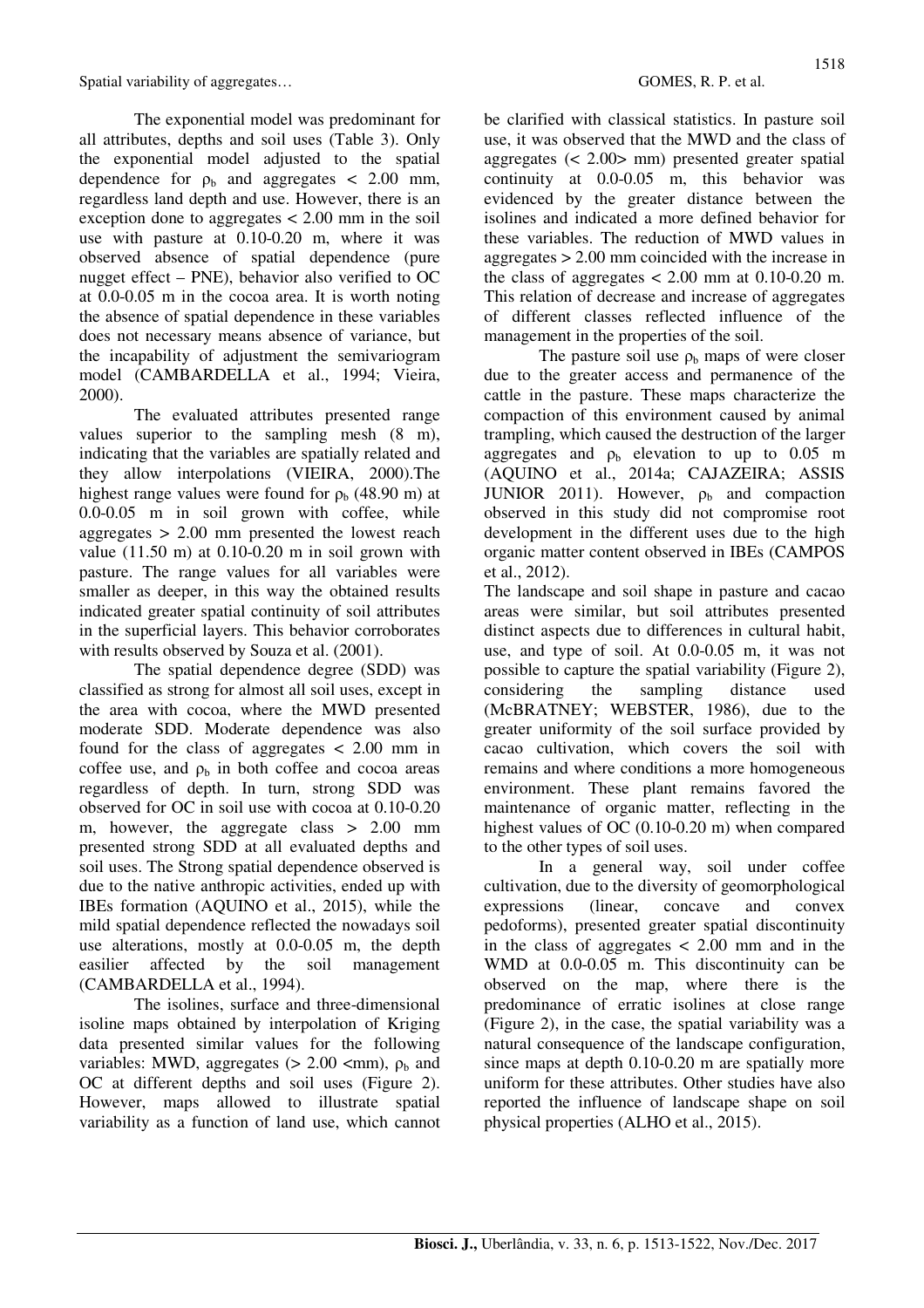The exponential model was predominant for all attributes, depths and soil uses (Table 3). Only the exponential model adjusted to the spatial dependence for $\rho_b$ and aggregates < 2.00 mm, regardless land depth and use. However, there is an exception done to aggregates < 2.00 mm in the soil use with pasture at 0.10-0.20 m, where it was observed absence of spatial dependence (pure nugget effect – PNE), behavior also verified to OC at 0.0-0.05 m in the cocoa area. It is worth noting the absence of spatial dependence in these variables does not necessary means absence of variance, but the incapability of adjustment the semivariogram model (CAMBARDELLA et al., 1994; Vieira, 2000).

The evaluated attributes presented range values superior to the sampling mesh (8 m), indicating that the variables are spatially related and they allow interpolations (VIEIRA, 2000).The highest range values were found for $\rho_b$ (48.90 m) at 0.0-0.05 m in soil grown with coffee, while aggregates > 2.00 mm presented the lowest reach value (11.50 m) at 0.10-0.20 m in soil grown with pasture. The range values for all variables were smaller as deeper, in this way the obtained results indicated greater spatial continuity of soil attributes in the superficial layers. This behavior corroborates with results observed by Souza et al. (2001).

The spatial dependence degree (SDD) was classified as strong for almost all soil uses, except in the area with cocoa, where the MWD presented moderate SDD. Moderate dependence was also found for the class of aggregates < 2.00 mm in coffee use, and $\rho_b$ in both coffee and cocoa areas regardless of depth. In turn, strong SDD was observed for OC in soil use with cocoa at 0.10-0.20 m, however, the aggregate class > 2.00 mm presented strong SDD at all evaluated depths and soil uses. The Strong spatial dependence observed is due to the native anthropic activities, ended up with IBEs formation (AQUINO et al., 2015), while the mild spatial dependence reflected the nowadays soil use alterations, mostly at 0.0-0.05 m, the depth easilier affected by the soil management (CAMBARDELLA et al., 1994).

The isolines, surface and three-dimensional isoline maps obtained by interpolation of Kriging data presented similar values for the following variables: MWD, aggregates (> 2.00 <mm), $\rho_b$ and OC at different depths and soil uses (Figure 2). However, maps allowed to illustrate spatial variability as a function of land use, which cannot be clarified with classical statistics. In pasture soil use, it was observed that the MWD and the class of aggregates (< 2.00> mm) presented greater spatial continuity at 0.0-0.05 m, this behavior was evidenced by the greater distance between the isolines and indicated a more defined behavior for these variables. The reduction of MWD values in aggregates > 2.00 mm coincided with the increase in the class of aggregates < 2.00 mm at 0.10-0.20 m. This relation of decrease and increase of aggregates of different classes reflected influence of the management in the properties of the soil.

The pasture soil use $\rho_b$ maps of were closer due to the greater access and permanence of the cattle in the pasture. These maps characterize the compaction of this environment caused by animal trampling, which caused the destruction of the larger aggregates and $\rho_b$ elevation to up to 0.05 m (AQUINO et al., 2014a; CAJAZEIRA; ASSIS JUNIOR 2011). However, $\rho_b$ and compaction observed in this study did not compromise root development in the different uses due to the high organic matter content observed in IBEs (CAMPOS et al., 2012).

The landscape and soil shape in pasture and cacao areas were similar, but soil attributes presented distinct aspects due to differences in cultural habit, use, and type of soil. At 0.0-0.05 m, it was not possible to capture the spatial variability (Figure 2), considering the sampling distance used (McBRATNEY; WEBSTER, 1986), due to the greater uniformity of the soil surface provided by cacao cultivation, which covers the soil with remains and where conditions a more homogeneous environment. These plant remains favored the maintenance of organic matter, reflecting in the highest values of OC (0.10-0.20 m) when compared to the other types of soil uses.

In a general way, soil under coffee cultivation, due to the diversity of geomorphological expressions (linear, concave and convex pedoforms), presented greater spatial discontinuity in the class of aggregates < 2.00 mm and in the WMD at 0.0-0.05 m. This discontinuity can be observed on the map, where there is the predominance of erratic isolines at close range (Figure 2), in the case, the spatial variability was a natural consequence of the landscape configuration, since maps at depth 0.10-0.20 m are spatially more uniform for these attributes. Other studies have also reported the influence of landscape shape on soil physical properties (ALHO et al., 2015).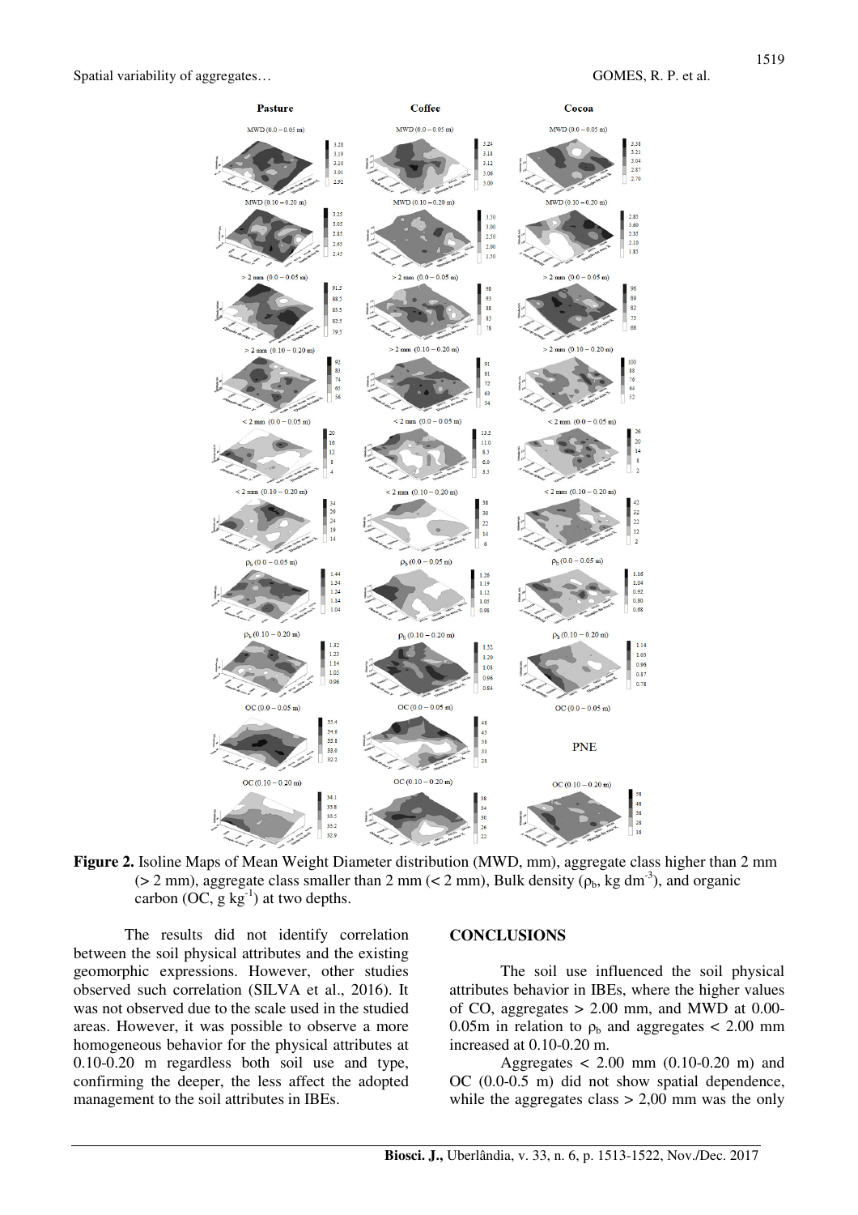**Figure 2.** Isoline Maps of Mean Weight Diameter distribution (MWD, mm), aggregate class higher than 2 mm (> 2 mm), aggregate class smaller than 2 mm (< 2 mm), Bulk density ($\rho_b$, kg dm$^{-3}$), and organic carbon (OC, g kg$^{-1}$) at two depths.

The results did not identify correlation between the soil physical attributes and the existing geomorphic expressions. However, other studies observed such correlation (SILVA et al., 2016). It was not observed due to the scale used in the studied areas. However, it was possible to observe a more homogeneous behavior for the physical attributes at 0.10-0.20 m regardless both soil use and type, confirming the deeper, the less affect the adopted management to the soil attributes in IBEs.

## CONCLUSIONS

The soil use influenced the soil physical attributes behavior in IBEs, where the higher values of CO, aggregates > 2.00 mm, and MWD at 0.00-0.05m in relation to $\rho_b$ and aggregates < 2.00 mm increased at 0.10-0.20 m.

Aggregates < 2.00 mm (0.10-0.20 m) and OC (0.0-0.5 m) did not show spatial dependence, while the aggregates class > 2,00 mm was the only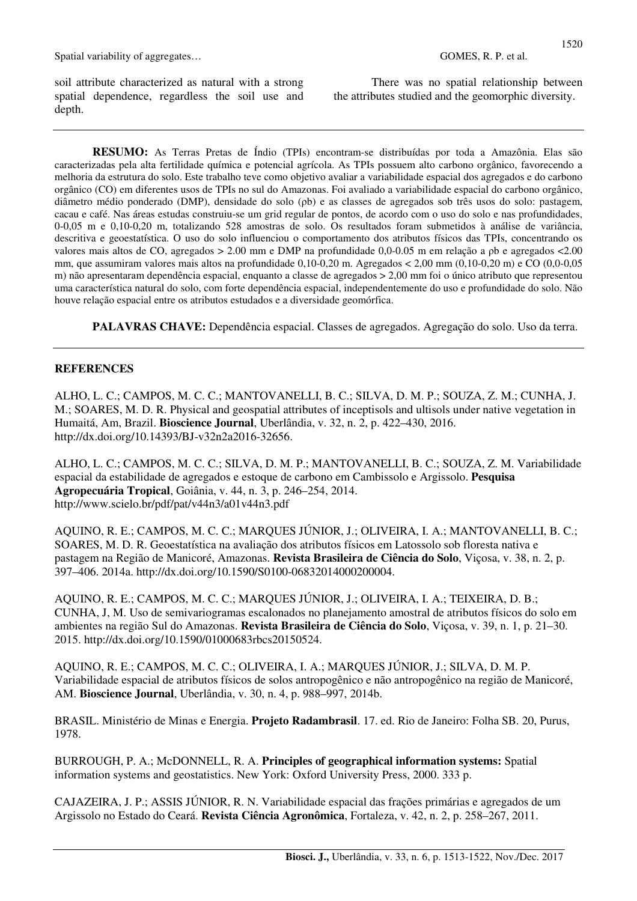soil attribute characterized as natural with a strong spatial dependence, regardless the soil use and depth.

There was no spatial relationship between the attributes studied and the geomorphic diversity.

---

**RESUMO:** As Terras Pretas de Índio (TPIs) encontram-se distribuídas por toda a Amazônia. Elas são caracterizadas pela alta fertilidade química e potencial agrícola. As TPIs possuem alto carbono orgânico, favorecendo a melhoria da estrutura do solo. Este trabalho teve como objetivo avaliar a variabilidade espacial dos agregados e do carbono orgânico (CO) em diferentes usos de TPIs no sul do Amazonas. Foi avaliado a variabilidade espacial do carbono orgânico, diâmetro médio ponderado (DMP), densidade do solo (ρb) e as classes de agregados sob três usos do solo: pastagem, cacau e café. Nas áreas estudas construiu-se um grid regular de pontos, de acordo com o uso do solo e nas profundidades, 0-0,05 m e 0,10-0,20 m, totalizando 528 amostras de solo. Os resultados foram submetidos à análise de variância, descritiva e geoestatística. O uso do solo influenciou o comportamento dos atributos físicos das TPIs, concentrando os valores mais altos de CO, agregados > 2.00 mm e DMP na profundidade 0,0-0.05 m em relação a ρb e agregados <2.00 mm, que assumiram valores mais altos na profundidade 0,10-0,20 m. Agregados < 2,00 mm (0,10-0,20 m) e CO (0,0-0,05 m) não apresentaram dependência espacial, enquanto a classe de agregados > 2,00 mm foi o único atributo que representou uma característica natural do solo, com forte dependência espacial, independentemente do uso e profundidade do solo. Não houve relação espacial entre os atributos estudados e a diversidade geomórfica.

**PALAVRAS CHAVE:** Dependência espacial. Classes de agregados. Agregação do solo. Uso da terra.

---

## REFERENCES

ALHO, L. C.; CAMPOS, M. C. C.; MANTOVANELLI, B. C.; SILVA, D. M. P.; SOUZA, Z. M.; CUNHA, J. M.; SOARES, M. D. R. Physical and geospatial attributes of inceptisols and ultisols under native vegetation in Humaitá, Am, Brazil. **Bioscience Journal**, Uberlândia, v. 32, n. 2, p. 422–430, 2016. http://dx.doi.org/10.14393/BJ-v32n2a2016-32656.

ALHO, L. C.; CAMPOS, M. C. C.; SILVA, D. M. P.; MANTOVANELLI, B. C.; SOUZA, Z. M. Variabilidade espacial da estabilidade de agregados e estoque de carbono em Cambissolo e Argissolo. **Pesquisa Agropecuária Tropical**, Goiânia, v. 44, n. 3, p. 246–254, 2014. http://www.scielo.br/pdf/pat/v44n3/a01v44n3.pdf

AQUINO, R. E.; CAMPOS, M. C. C.; MARQUES JÚNIOR, J.; OLIVEIRA, I. A.; MANTOVANELLI, B. C.; SOARES, M. D. R. Geoestatística na avaliação dos atributos físicos em Latossolo sob floresta nativa e pastagem na Região de Manicoré, Amazonas. **Revista Brasileira de Ciência do Solo**, Viçosa, v. 38, n. 2, p. 397–406. 2014a. http://dx.doi.org/10.1590/S0100-06832014000200004.

AQUINO, R. E.; CAMPOS, M. C. C.; MARQUES JÚNIOR, J.; OLIVEIRA, I. A.; TEIXEIRA, D. B.; CUNHA, J, M. Uso de semivariogramas escalonados no planejamento amostral de atributos físicos do solo em ambientes na região Sul do Amazonas. **Revista Brasileira de Ciência do Solo**, Viçosa, v. 39, n. 1, p. 21–30. 2015. http://dx.doi.org/10.1590/01000683rbcs20150524.

AQUINO, R. E.; CAMPOS, M. C. C.; OLIVEIRA, I. A.; MARQUES JÚNIOR, J.; SILVA, D. M. P. Variabilidade espacial de atributos físicos de solos antropogênico e não antropogênico na região de Manicoré, AM. **Bioscience Journal**, Uberlândia, v. 30, n. 4, p. 988–997, 2014b.

BRASIL. Ministério de Minas e Energia. **Projeto Radambrasil**. 17. ed. Rio de Janeiro: Folha SB. 20, Purus, 1978.

BURROUGH, P. A.; McDONNELL, R. A. **Principles of geographical information systems:** Spatial information systems and geostatistics. New York: Oxford University Press, 2000. 333 p.

CAJAZEIRA, J. P.; ASSIS JÚNIOR, R. N. Variabilidade espacial das frações primárias e agregados de um Argissolo no Estado do Ceará. **Revista Ciência Agronômica**, Fortaleza, v. 42, n. 2, p. 258–267, 2011.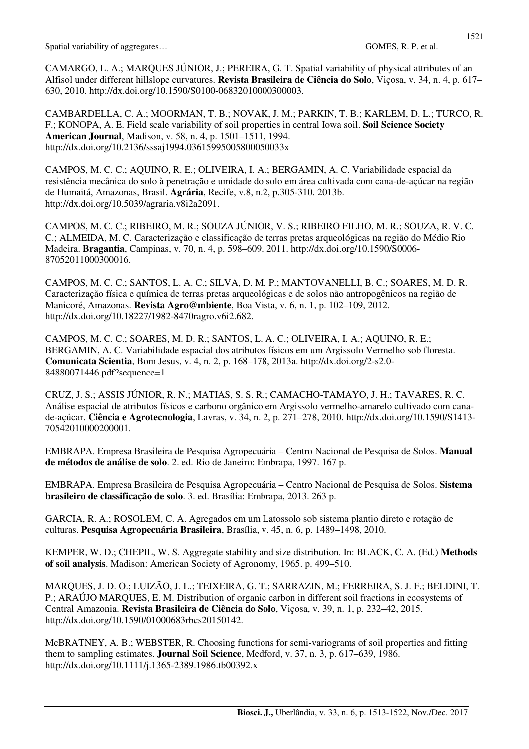CAMARGO, L. A.; MARQUES JÚNIOR, J.; PEREIRA, G. T. Spatial variability of physical attributes of an Alfisol under different hillslope curvatures. **Revista Brasileira de Ciência do Solo**, Viçosa, v. 34, n. 4, p. 617–630, 2010. http://dx.doi.org/10.1590/S0100-06832010000300003.

CAMBARDELLA, C. A.; MOORMAN, T. B.; NOVAK, J. M.; PARKIN, T. B.; KARLEM, D. L.; TURCO, R. F.; KONOPA, A. E. Field scale variability of soil properties in central Iowa soil. **Soil Science Society American Journal**, Madison, v. 58, n. 4, p. 1501–1511, 1994. http://dx.doi.org/10.2136/sssaj1994.03615995005800050033x

CAMPOS, M. C. C.; AQUINO, R. E.; OLIVEIRA, I. A.; BERGAMIN, A. C. Variabilidade espacial da resistência mecânica do solo à penetração e umidade do solo em área cultivada com cana-de-açúcar na região de Humaitá, Amazonas, Brasil. **Agrária**, Recife, v.8, n.2, p.305-310. 2013b. http://dx.doi.org/10.5039/agraria.v8i2a2091.

CAMPOS, M. C. C.; RIBEIRO, M. R.; SOUZA JÚNIOR, V. S.; RIBEIRO FILHO, M. R.; SOUZA, R. V. C. C.; ALMEIDA, M. C. Caracterização e classificação de terras pretas arqueológicas na região do Médio Rio Madeira. **Bragantia**, Campinas, v. 70, n. 4, p. 598–609. 2011. http://dx.doi.org/10.1590/S0006-87052011000300016.

CAMPOS, M. C. C.; SANTOS, L. A. C.; SILVA, D. M. P.; MANTOVANELLI, B. C.; SOARES, M. D. R. Caracterização física e química de terras pretas arqueológicas e de solos não antropogênicos na região de Manicoré, Amazonas. **Revista Agro@mbiente**, Boa Vista, v. 6, n. 1, p. 102–109, 2012. http://dx.doi.org/10.18227/1982-8470ragro.v6i2.682.

CAMPOS, M. C. C.; SOARES, M. D. R.; SANTOS, L. A. C.; OLIVEIRA, I. A.; AQUINO, R. E.; BERGAMIN, A. C. Variabilidade espacial dos atributos físicos em um Argissolo Vermelho sob floresta. **Comunicata Scientia**, Bom Jesus, v. 4, n. 2, p. 168–178, 2013a. http://dx.doi.org/2-s2.0-84880071446.pdf?sequence=1

CRUZ, J. S.; ASSIS JÚNIOR, R. N.; MATIAS, S. S. R.; CAMACHO-TAMAYO, J. H.; TAVARES, R. C. Análise espacial de atributos físicos e carbono orgânico em Argissolo vermelho-amarelo cultivado com cana-de-açúcar. **Ciência e Agrotecnologia**, Lavras, v. 34, n. 2, p. 271–278, 2010. http://dx.doi.org/10.1590/S1413-70542010000200001.

EMBRAPA. Empresa Brasileira de Pesquisa Agropecuária – Centro Nacional de Pesquisa de Solos. **Manual de métodos de análise de solo**. 2. ed. Rio de Janeiro: Embrapa, 1997. 167 p.

EMBRAPA. Empresa Brasileira de Pesquisa Agropecuária – Centro Nacional de Pesquisa de Solos. **Sistema brasileiro de classificação de solo**. 3. ed. Brasília: Embrapa, 2013. 263 p.

GARCIA, R. A.; ROSOLEM, C. A. Agregados em um Latossolo sob sistema plantio direto e rotação de culturas. **Pesquisa Agropecuária Brasileira**, Brasília, v. 45, n. 6, p. 1489–1498, 2010.

KEMPER, W. D.; CHEPIL, W. S. Aggregate stability and size distribution. In: BLACK, C. A. (Ed.) **Methods of soil analysis**. Madison: American Society of Agronomy, 1965. p. 499–510.

MARQUES, J. D. O.; LUIZÃO, J. L.; TEIXEIRA, G. T.; SARRAZIN, M.; FERREIRA, S. J. F.; BELDINI, T. P.; ARAÚJO MARQUES, E. M. Distribution of organic carbon in different soil fractions in ecosystems of Central Amazonia. **Revista Brasileira de Ciência do Solo**, Viçosa, v. 39, n. 1, p. 232–42, 2015. http://dx.doi.org/10.1590/01000683rbcs20150142.

McBRATNEY, A. B.; WEBSTER, R. Choosing functions for semi-variograms of soil properties and fitting them to sampling estimates. **Journal Soil Science**, Medford, v. 37, n. 3, p. 617–639, 1986. http://dx.doi.org/10.1111/j.1365-2389.1986.tb00392.x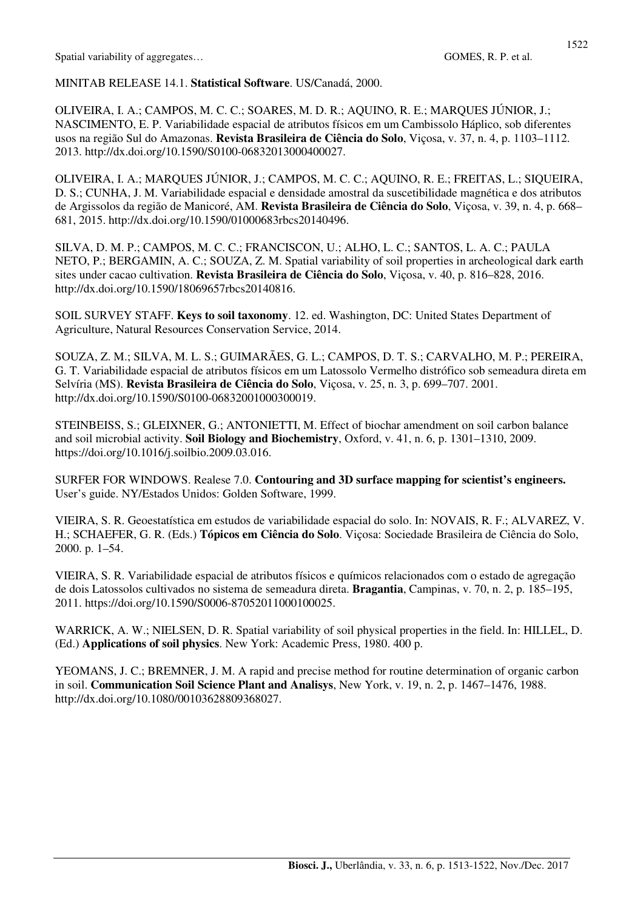MINITAB RELEASE 14.1. **Statistical Software**. US/Canadá, 2000.

OLIVEIRA, I. A.; CAMPOS, M. C. C.; SOARES, M. D. R.; AQUINO, R. E.; MARQUES JÚNIOR, J.; NASCIMENTO, E. P. Variabilidade espacial de atributos físicos em um Cambissolo Háplico, sob diferentes usos na região Sul do Amazonas. **Revista Brasileira de Ciência do Solo**, Viçosa, v. 37, n. 4, p. 1103–1112. 2013. http://dx.doi.org/10.1590/S0100-06832013000400027.

OLIVEIRA, I. A.; MARQUES JÚNIOR, J.; CAMPOS, M. C. C.; AQUINO, R. E.; FREITAS, L.; SIQUEIRA, D. S.; CUNHA, J. M. Variabilidade espacial e densidade amostral da suscetibilidade magnética e dos atributos de Argissolos da região de Manicoré, AM. **Revista Brasileira de Ciência do Solo**, Viçosa, v. 39, n. 4, p. 668–681, 2015. http://dx.doi.org/10.1590/01000683rbcs20140496.

SILVA, D. M. P.; CAMPOS, M. C. C.; FRANCISCON, U.; ALHO, L. C.; SANTOS, L. A. C.; PAULA NETO, P.; BERGAMIN, A. C.; SOUZA, Z. M. Spatial variability of soil properties in archeological dark earth sites under cacao cultivation. **Revista Brasileira de Ciência do Solo**, Viçosa, v. 40, p. 816–828, 2016. http://dx.doi.org/10.1590/18069657rbcs20140816.

SOIL SURVEY STAFF. **Keys to soil taxonomy**. 12. ed. Washington, DC: United States Department of Agriculture, Natural Resources Conservation Service, 2014.

SOUZA, Z. M.; SILVA, M. L. S.; GUIMARÃES, G. L.; CAMPOS, D. T. S.; CARVALHO, M. P.; PEREIRA, G. T. Variabilidade espacial de atributos físicos em um Latossolo Vermelho distrófico sob semeadura direta em Selvíria (MS). **Revista Brasileira de Ciência do Solo**, Viçosa, v. 25, n. 3, p. 699–707. 2001. http://dx.doi.org/10.1590/S0100-06832001000300019.

STEINBEISS, S.; GLEIXNER, G.; ANTONIETTI, M. Effect of biochar amendment on soil carbon balance and soil microbial activity. **Soil Biology and Biochemistry**, Oxford, v. 41, n. 6, p. 1301–1310, 2009. https://doi.org/10.1016/j.soilbio.2009.03.016.

SURFER FOR WINDOWS. Realese 7.0. **Contouring and 3D surface mapping for scientist's engineers.** User's guide. NY/Estados Unidos: Golden Software, 1999.

VIEIRA, S. R. Geoestatística em estudos de variabilidade espacial do solo. In: NOVAIS, R. F.; ALVAREZ, V. H.; SCHAEFER, G. R. (Eds.) **Tópicos em Ciência do Solo**. Viçosa: Sociedade Brasileira de Ciência do Solo, 2000. p. 1–54.

VIEIRA, S. R. Variabilidade espacial de atributos físicos e químicos relacionados com o estado de agregação de dois Latossolos cultivados no sistema de semeadura direta. **Bragantia**, Campinas, v. 70, n. 2, p. 185–195, 2011. https://doi.org/10.1590/S0006-87052011000100025.

WARRICK, A. W.; NIELSEN, D. R. Spatial variability of soil physical properties in the field. In: HILLEL, D. (Ed.) **Applications of soil physics**. New York: Academic Press, 1980. 400 p.

YEOMANS, J. C.; BREMNER, J. M. A rapid and precise method for routine determination of organic carbon in soil. **Communication Soil Science Plant and Analisys**, New York, v. 19, n. 2, p. 1467–1476, 1988. http://dx.doi.org/10.1080/00103628809368027.